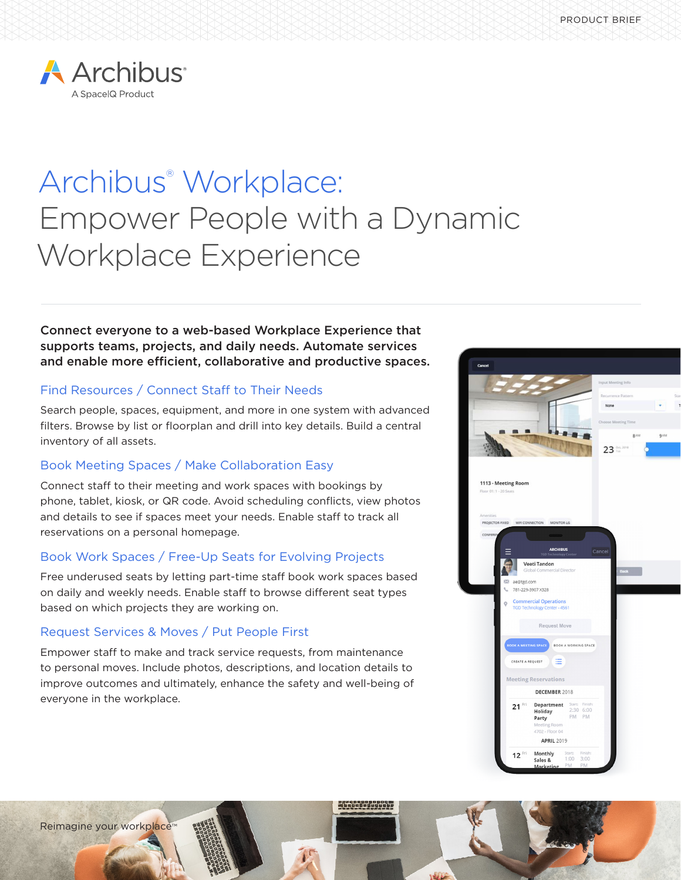PRODUCT BRIEF

Archibus®
A SpaceIQ Product

# Archibus® Workplace: Empower People with a Dynamic Workplace Experience

**Connect everyone to a web-based Workplace Experience that supports teams, projects, and daily needs. Automate services and enable more efficient, collaborative and productive spaces.**

## Find Resources / Connect Staff to Their Needs

Search people, spaces, equipment, and more in one system with advanced filters. Browse by list or floorplan and drill into key details. Build a central inventory of all assets.

## Book Meeting Spaces / Make Collaboration Easy

Connect staff to their meeting and work spaces with bookings by phone, tablet, kiosk, or QR code. Avoid scheduling conflicts, view photos and details to see if spaces meet your needs. Enable staff to track all reservations on a personal homepage.

## Book Work Spaces / Free-Up Seats for Evolving Projects

Free underused seats by letting part-time staff book work spaces based on daily and weekly needs. Enable staff to browse different seat types based on which projects they are working on.

## Request Services & Moves / Put People First

Empower staff to make and track service requests, from maintenance to personal moves. Include photos, descriptions, and location details to improve outcomes and ultimately, enhance the safety and well-being of everyone in the workplace.

Reimagine your workplace™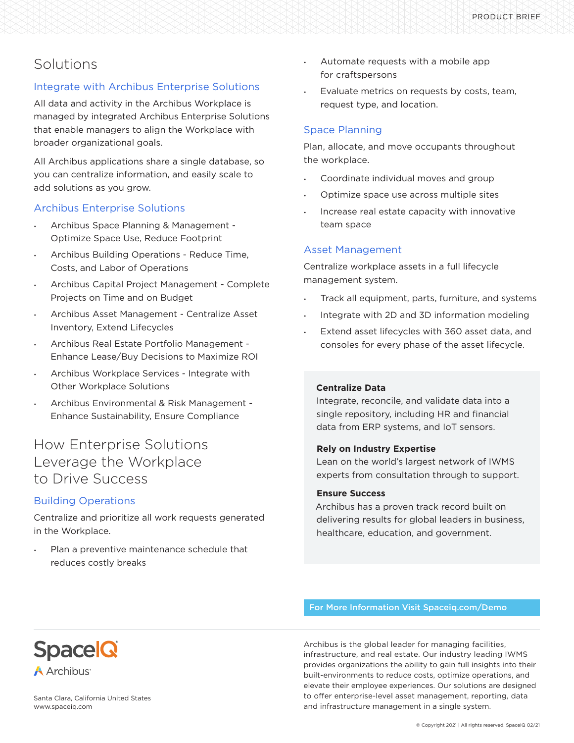# Solutions

## Integrate with Archibus Enterprise Solutions

All data and activity in the Archibus Workplace is managed by integrated Archibus Enterprise Solutions that enable managers to align the Workplace with broader organizational goals.

All Archibus applications share a single database, so you can centralize information, and easily scale to add solutions as you grow.

## Archibus Enterprise Solutions

- Archibus Space Planning & Management - Optimize Space Use, Reduce Footprint
- Archibus Building Operations - Reduce Time, Costs, and Labor of Operations
- Archibus Capital Project Management - Complete Projects on Time and on Budget
- Archibus Asset Management - Centralize Asset Inventory, Extend Lifecycles
- Archibus Real Estate Portfolio Management - Enhance Lease/Buy Decisions to Maximize ROI
- Archibus Workplace Services - Integrate with Other Workplace Solutions
- Archibus Environmental & Risk Management - Enhance Sustainability, Ensure Compliance

# How Enterprise Solutions Leverage the Workplace to Drive Success

## Building Operations

Centralize and prioritize all work requests generated in the Workplace.

- Plan a preventive maintenance schedule that reduces costly breaks
- Automate requests with a mobile app for craftspersons
- Evaluate metrics on requests by costs, team, request type, and location.

## Space Planning

Plan, allocate, and move occupants throughout the workplace.

- Coordinate individual moves and group
- Optimize space use across multiple sites
- Increase real estate capacity with innovative team space

## Asset Management

Centralize workplace assets in a full lifecycle management system.

- Track all equipment, parts, furniture, and systems
- Integrate with 2D and 3D information modeling
- Extend asset lifecycles with 360 asset data, and consoles for every phase of the asset lifecycle.

**Centralize Data**
Integrate, reconcile, and validate data into a single repository, including HR and financial data from ERP systems, and IoT sensors.

**Rely on Industry Expertise**
Lean on the world's largest network of IWMS experts from consultation through to support.

**Ensure Success**
Archibus has a proven track record built on delivering results for global leaders in business, healthcare, education, and government.

**For More Information Visit Spaceiq.com/Demo**

SpaceIQ
Archibus

Santa Clara, California United States
www.spaceiq.com

Archibus is the global leader for managing facilities, infrastructure, and real estate. Our industry leading IWMS provides organizations the ability to gain full insights into their built-environments to reduce costs, optimize operations, and elevate their employee experiences. Our solutions are designed to offer enterprise-level asset management, reporting, data and infrastructure management in a single system.

© Copyright 2021 | All rights reserved. SpaceIQ 02/21